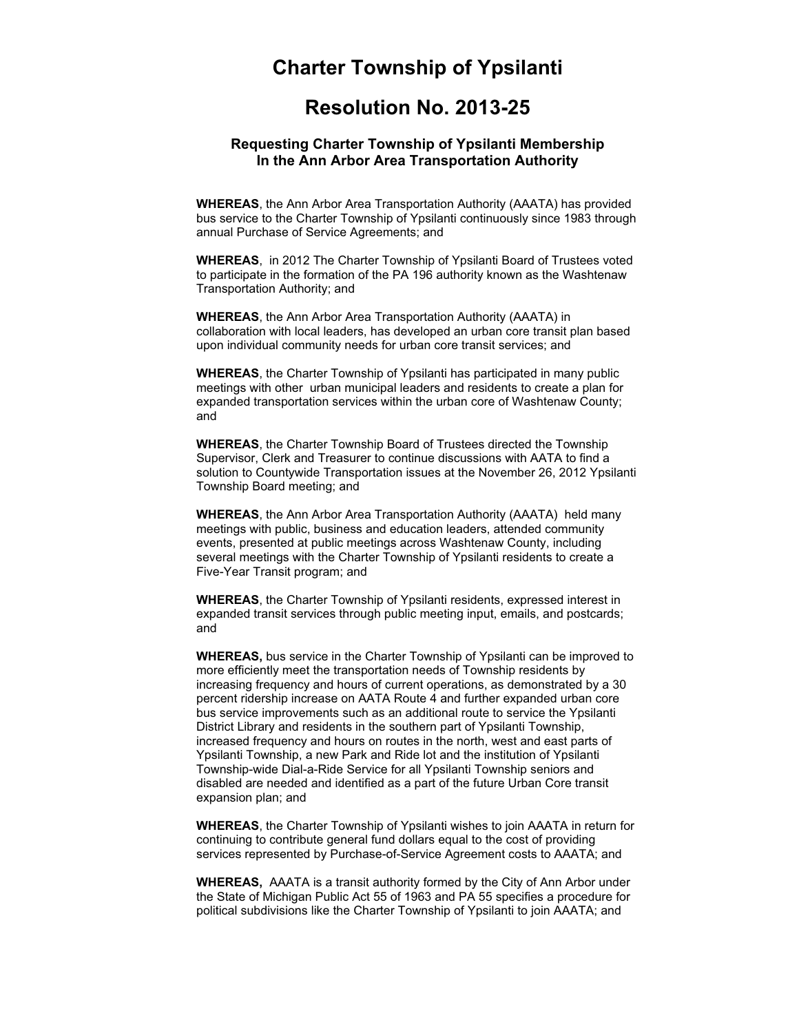# Charter Township of Ypsilanti

# Resolution No. 2013-25

### Requesting Charter Township of Ypsilanti Membership In the Ann Arbor Area Transportation Authority

**WHEREAS**, the Ann Arbor Area Transportation Authority (AAATA) has provided bus service to the Charter Township of Ypsilanti continuously since 1983 through annual Purchase of Service Agreements; and

**WHEREAS**, in 2012 The Charter Township of Ypsilanti Board of Trustees voted to participate in the formation of the PA 196 authority known as the Washtenaw Transportation Authority; and

**WHEREAS**, the Ann Arbor Area Transportation Authority (AAATA) in collaboration with local leaders, has developed an urban core transit plan based upon individual community needs for urban core transit services; and

**WHEREAS**, the Charter Township of Ypsilanti has participated in many public meetings with other urban municipal leaders and residents to create a plan for expanded transportation services within the urban core of Washtenaw County; and

**WHEREAS**, the Charter Township Board of Trustees directed the Township Supervisor, Clerk and Treasurer to continue discussions with AATA to find a solution to Countywide Transportation issues at the November 26, 2012 Ypsilanti Township Board meeting; and

**WHEREAS**, the Ann Arbor Area Transportation Authority (AAATA) held many meetings with public, business and education leaders, attended community events, presented at public meetings across Washtenaw County, including several meetings with the Charter Township of Ypsilanti residents to create a Five-Year Transit program; and

**WHEREAS**, the Charter Township of Ypsilanti residents, expressed interest in expanded transit services through public meeting input, emails, and postcards; and

**WHEREAS,** bus service in the Charter Township of Ypsilanti can be improved to more efficiently meet the transportation needs of Township residents by increasing frequency and hours of current operations, as demonstrated by a 30 percent ridership increase on AATA Route 4 and further expanded urban core bus service improvements such as an additional route to service the Ypsilanti District Library and residents in the southern part of Ypsilanti Township, increased frequency and hours on routes in the north, west and east parts of Ypsilanti Township, a new Park and Ride lot and the institution of Ypsilanti Township-wide Dial-a-Ride Service for all Ypsilanti Township seniors and disabled are needed and identified as a part of the future Urban Core transit expansion plan; and

**WHEREAS**, the Charter Township of Ypsilanti wishes to join AAATA in return for continuing to contribute general fund dollars equal to the cost of providing services represented by Purchase-of-Service Agreement costs to AAATA; and

**WHEREAS,** AAATA is a transit authority formed by the City of Ann Arbor under the State of Michigan Public Act 55 of 1963 and PA 55 specifies a procedure for political subdivisions like the Charter Township of Ypsilanti to join AAATA; and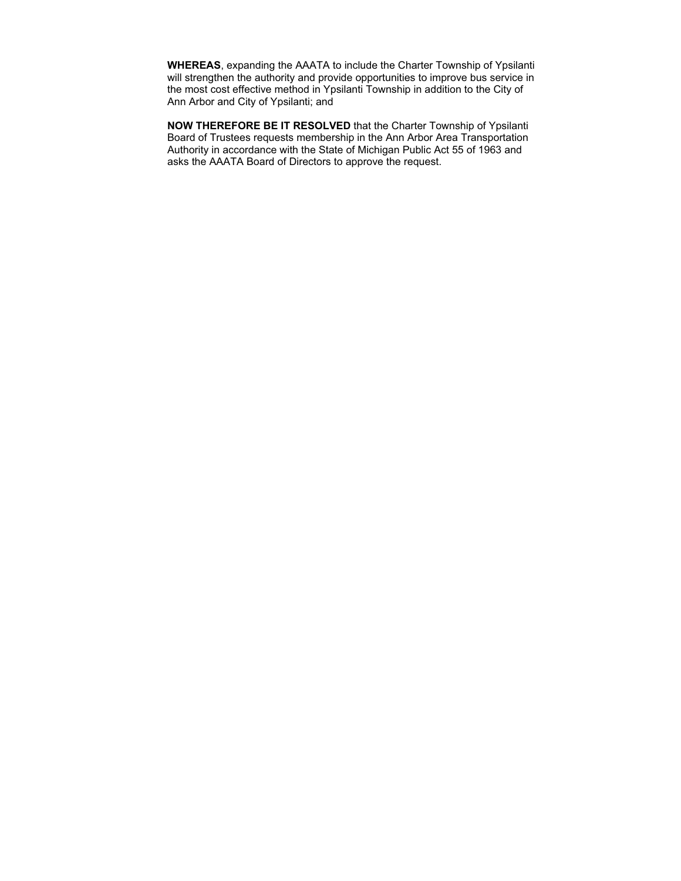**WHEREAS**, expanding the AAATA to include the Charter Township of Ypsilanti will strengthen the authority and provide opportunities to improve bus service in the most cost effective method in Ypsilanti Township in addition to the City of Ann Arbor and City of Ypsilanti; and

**NOW THEREFORE BE IT RESOLVED** that the Charter Township of Ypsilanti Board of Trustees requests membership in the Ann Arbor Area Transportation Authority in accordance with the State of Michigan Public Act 55 of 1963 and asks the AAATA Board of Directors to approve the request.